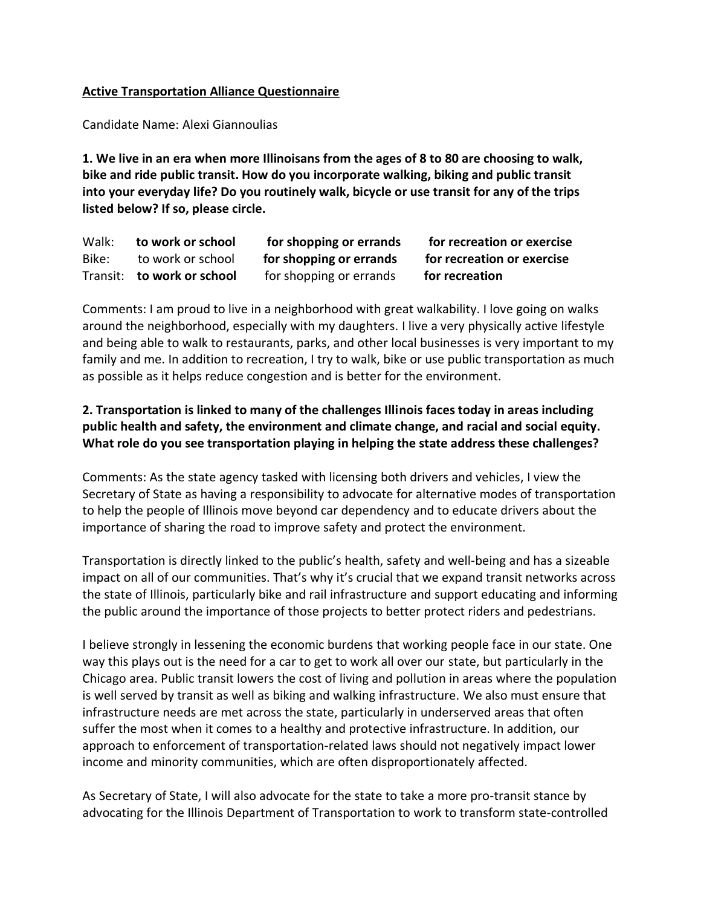**Active Transportation Alliance Questionnaire**

Candidate Name: Alexi Giannoulias

**1. We live in an era when more Illinoisans from the ages of 8 to 80 are choosing to walk, bike and ride public transit. How do you incorporate walking, biking and public transit into your everyday life? Do you routinely walk, bicycle or use transit for any of the trips listed below? If so, please circle.**

| | | | |
|---|---|---|---|
| Walk: | **to work or school** | **for shopping or errands** | **for recreation or exercise** |
| Bike: | to work or school | **for shopping or errands** | **for recreation or exercise** |
| Transit: | **to work or school** | for shopping or errands | **for recreation** |

Comments: I am proud to live in a neighborhood with great walkability. I love going on walks around the neighborhood, especially with my daughters. I live a very physically active lifestyle and being able to walk to restaurants, parks, and other local businesses is very important to my family and me. In addition to recreation, I try to walk, bike or use public transportation as much as possible as it helps reduce congestion and is better for the environment.

**2. Transportation is linked to many of the challenges Illinois faces today in areas including public health and safety, the environment and climate change, and racial and social equity. What role do you see transportation playing in helping the state address these challenges?**

Comments: As the state agency tasked with licensing both drivers and vehicles, I view the Secretary of State as having a responsibility to advocate for alternative modes of transportation to help the people of Illinois move beyond car dependency and to educate drivers about the importance of sharing the road to improve safety and protect the environment.

Transportation is directly linked to the public's health, safety and well-being and has a sizeable impact on all of our communities. That's why it's crucial that we expand transit networks across the state of Illinois, particularly bike and rail infrastructure and support educating and informing the public around the importance of those projects to better protect riders and pedestrians.

I believe strongly in lessening the economic burdens that working people face in our state. One way this plays out is the need for a car to get to work all over our state, but particularly in the Chicago area. Public transit lowers the cost of living and pollution in areas where the population is well served by transit as well as biking and walking infrastructure. We also must ensure that infrastructure needs are met across the state, particularly in underserved areas that often suffer the most when it comes to a healthy and protective infrastructure. In addition, our approach to enforcement of transportation-related laws should not negatively impact lower income and minority communities, which are often disproportionately affected.

As Secretary of State, I will also advocate for the state to take a more pro-transit stance by advocating for the Illinois Department of Transportation to work to transform state-controlled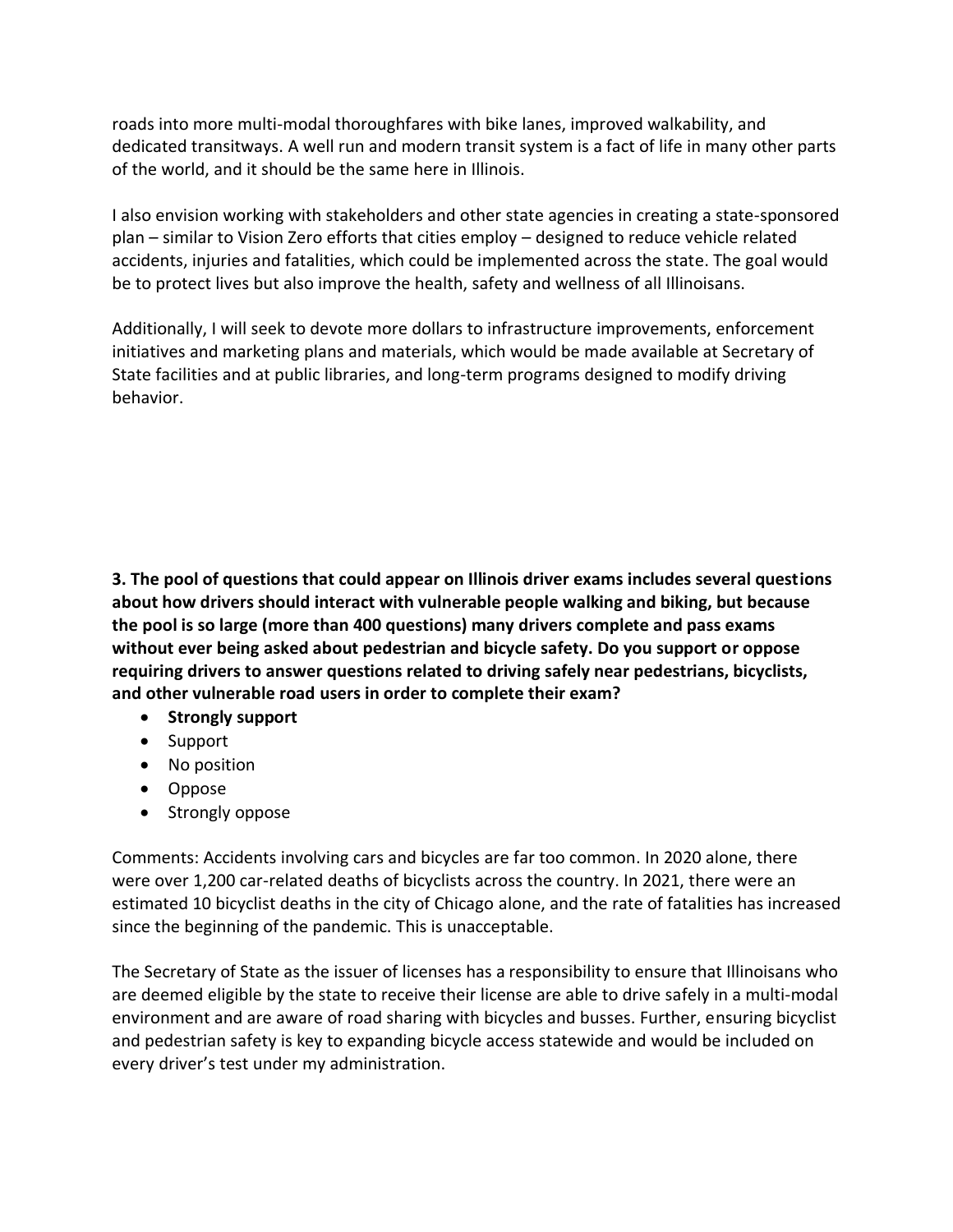roads into more multi-modal thoroughfares with bike lanes, improved walkability, and dedicated transitways. A well run and modern transit system is a fact of life in many other parts of the world, and it should be the same here in Illinois.

I also envision working with stakeholders and other state agencies in creating a state-sponsored plan – similar to Vision Zero efforts that cities employ – designed to reduce vehicle related accidents, injuries and fatalities, which could be implemented across the state. The goal would be to protect lives but also improve the health, safety and wellness of all Illinoisans.

Additionally, I will seek to devote more dollars to infrastructure improvements, enforcement initiatives and marketing plans and materials, which would be made available at Secretary of State facilities and at public libraries, and long-term programs designed to modify driving behavior.

**3. The pool of questions that could appear on Illinois driver exams includes several questions about how drivers should interact with vulnerable people walking and biking, but because the pool is so large (more than 400 questions) many drivers complete and pass exams without ever being asked about pedestrian and bicycle safety. Do you support or oppose requiring drivers to answer questions related to driving safely near pedestrians, bicyclists, and other vulnerable road users in order to complete their exam?**

- **Strongly support**
- Support
- No position
- Oppose
- Strongly oppose

Comments: Accidents involving cars and bicycles are far too common. In 2020 alone, there were over 1,200 car-related deaths of bicyclists across the country. In 2021, there were an estimated 10 bicyclist deaths in the city of Chicago alone, and the rate of fatalities has increased since the beginning of the pandemic. This is unacceptable.

The Secretary of State as the issuer of licenses has a responsibility to ensure that Illinoisans who are deemed eligible by the state to receive their license are able to drive safely in a multi-modal environment and are aware of road sharing with bicycles and busses. Further, ensuring bicyclist and pedestrian safety is key to expanding bicycle access statewide and would be included on every driver's test under my administration.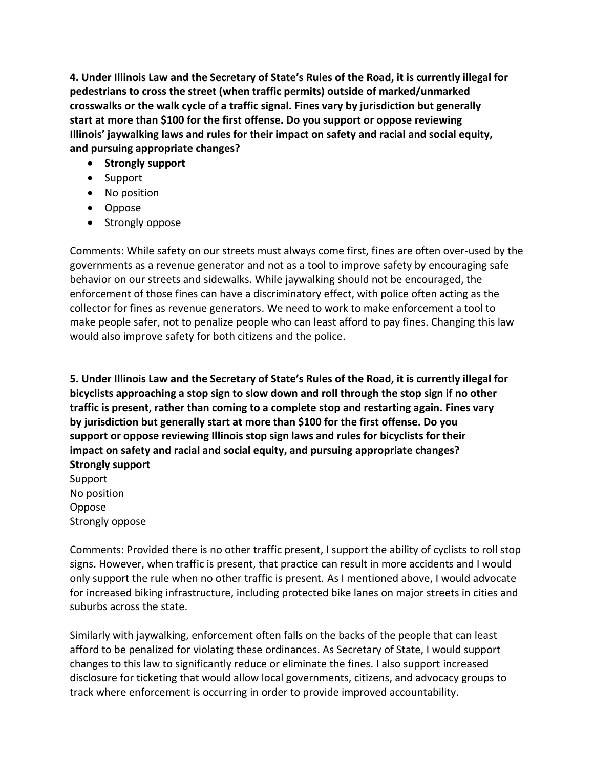**4. Under Illinois Law and the Secretary of State's Rules of the Road, it is currently illegal for pedestrians to cross the street (when traffic permits) outside of marked/unmarked crosswalks or the walk cycle of a traffic signal. Fines vary by jurisdiction but generally start at more than $100 for the first offense. Do you support or oppose reviewing Illinois' jaywalking laws and rules for their impact on safety and racial and social equity, and pursuing appropriate changes?**

- **Strongly support**
- Support
- No position
- Oppose
- Strongly oppose

Comments: While safety on our streets must always come first, fines are often over-used by the governments as a revenue generator and not as a tool to improve safety by encouraging safe behavior on our streets and sidewalks. While jaywalking should not be encouraged, the enforcement of those fines can have a discriminatory effect, with police often acting as the collector for fines as revenue generators. We need to work to make enforcement a tool to make people safer, not to penalize people who can least afford to pay fines. Changing this law would also improve safety for both citizens and the police.

**5. Under Illinois Law and the Secretary of State's Rules of the Road, it is currently illegal for bicyclists approaching a stop sign to slow down and roll through the stop sign if no other traffic is present, rather than coming to a complete stop and restarting again. Fines vary by jurisdiction but generally start at more than $100 for the first offense. Do you support or oppose reviewing Illinois stop sign laws and rules for bicyclists for their impact on safety and racial and social equity, and pursuing appropriate changes?**

**Strongly support**
Support
No position
Oppose
Strongly oppose

Comments: Provided there is no other traffic present, I support the ability of cyclists to roll stop signs. However, when traffic is present, that practice can result in more accidents and I would only support the rule when no other traffic is present. As I mentioned above, I would advocate for increased biking infrastructure, including protected bike lanes on major streets in cities and suburbs across the state.

Similarly with jaywalking, enforcement often falls on the backs of the people that can least afford to be penalized for violating these ordinances. As Secretary of State, I would support changes to this law to significantly reduce or eliminate the fines. I also support increased disclosure for ticketing that would allow local governments, citizens, and advocacy groups to track where enforcement is occurring in order to provide improved accountability.